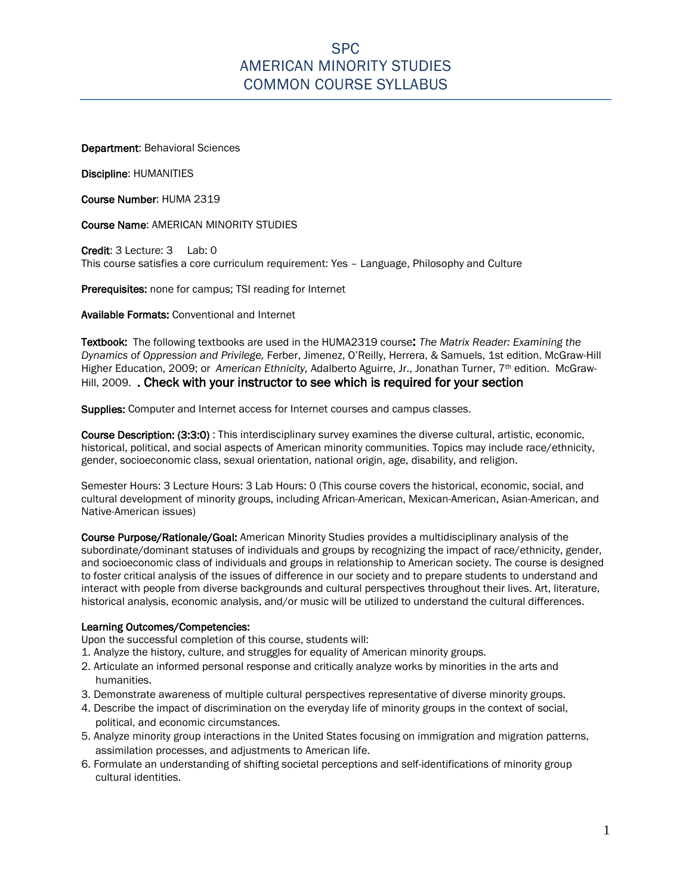# SPC
# AMERICAN MINORITY STUDIES
# COMMON COURSE SYLLABUS

**Department**: Behavioral Sciences

**Discipline**: HUMANITIES

**Course Number**: HUMA 2319

**Course Name**: AMERICAN MINORITY STUDIES

**Credit**: 3 Lecture: 3 Lab: 0
This course satisfies a core curriculum requirement: Yes – Language, Philosophy and Culture

**Prerequisites:** none for campus; TSI reading for Internet

**Available Formats:** Conventional and Internet

**Textbook:** The following textbooks are used in the HUMA2319 course**:** *The Matrix Reader: Examining the Dynamics of Oppression and Privilege,* Ferber, Jimenez, O'Reilly, Herrera, & Samuels, 1st edition. McGraw-Hill Higher Education, 2009; or *American Ethnicity,* Adalberto Aguirre, Jr., Jonathan Turner, 7th edition. McGraw-Hill, 2009. . Check with your instructor to see which is required for your section

**Supplies:** Computer and Internet access for Internet courses and campus classes.

**Course Description: (3:3:0)** : This interdisciplinary survey examines the diverse cultural, artistic, economic, historical, political, and social aspects of American minority communities. Topics may include race/ethnicity, gender, socioeconomic class, sexual orientation, national origin, age, disability, and religion.

Semester Hours: 3 Lecture Hours: 3 Lab Hours: 0 (This course covers the historical, economic, social, and cultural development of minority groups, including African-American, Mexican-American, Asian-American, and Native-American issues)

**Course Purpose/Rationale/Goal:** American Minority Studies provides a multidisciplinary analysis of the subordinate/dominant statuses of individuals and groups by recognizing the impact of race/ethnicity, gender, and socioeconomic class of individuals and groups in relationship to American society. The course is designed to foster critical analysis of the issues of difference in our society and to prepare students to understand and interact with people from diverse backgrounds and cultural perspectives throughout their lives. Art, literature, historical analysis, economic analysis, and/or music will be utilized to understand the cultural differences.

**Learning Outcomes/Competencies:**
Upon the successful completion of this course, students will:

1. Analyze the history, culture, and struggles for equality of American minority groups.
2. Articulate an informed personal response and critically analyze works by minorities in the arts and humanities.
3. Demonstrate awareness of multiple cultural perspectives representative of diverse minority groups.
4. Describe the impact of discrimination on the everyday life of minority groups in the context of social, political, and economic circumstances.
5. Analyze minority group interactions in the United States focusing on immigration and migration patterns, assimilation processes, and adjustments to American life.
6. Formulate an understanding of shifting societal perceptions and self-identifications of minority group cultural identities.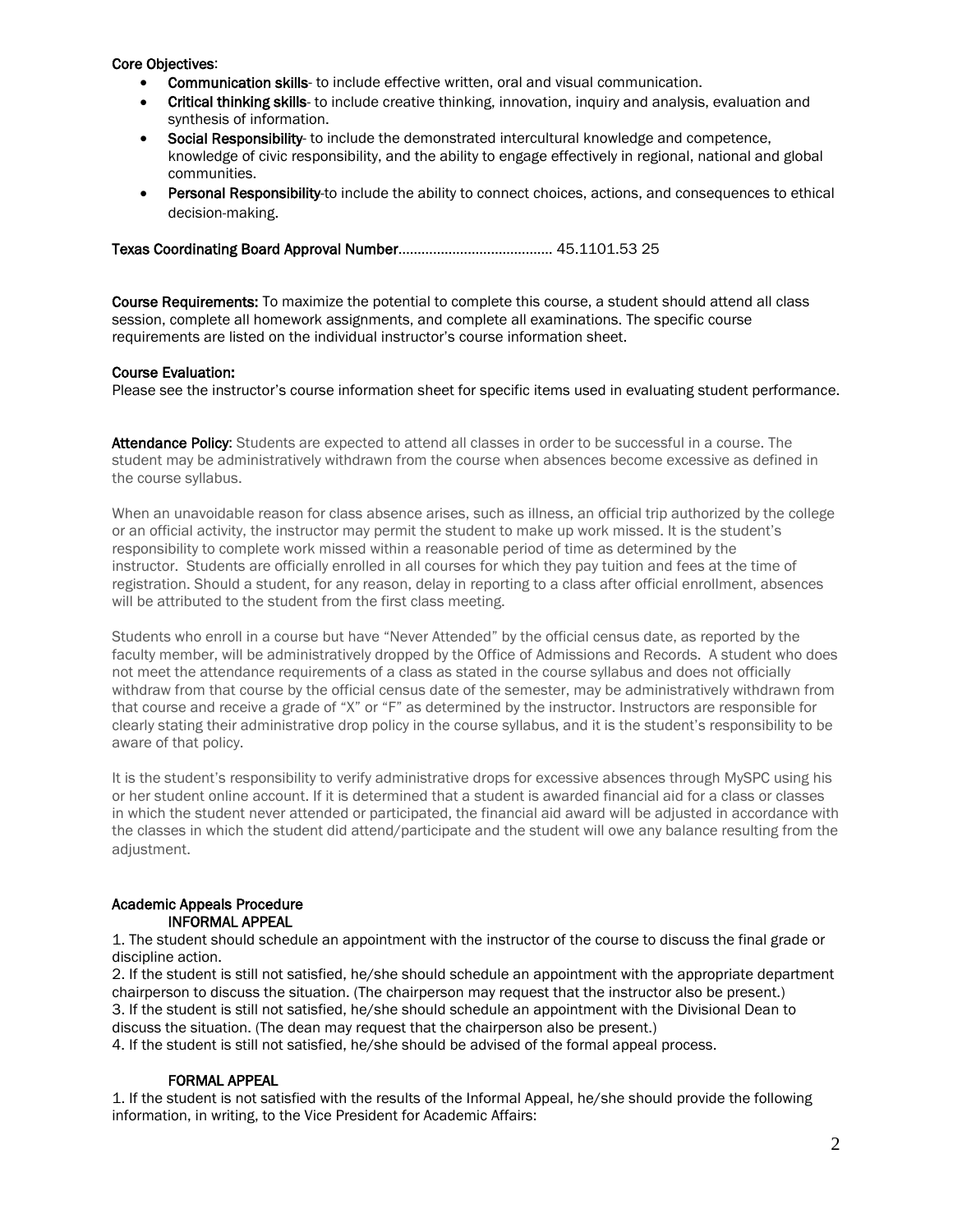**Core Objectives**:

- **Communication skills**- to include effective written, oral and visual communication.
- **Critical thinking skills**- to include creative thinking, innovation, inquiry and analysis, evaluation and synthesis of information.
- **Social Responsibility**- to include the demonstrated intercultural knowledge and competence, knowledge of civic responsibility, and the ability to engage effectively in regional, national and global communities.
- **Personal Responsibility**-to include the ability to connect choices, actions, and consequences to ethical decision-making.

**Texas Coordinating Board Approval Number**………………………………… 45.1101.53 25

**Course Requirements:** To maximize the potential to complete this course, a student should attend all class session, complete all homework assignments, and complete all examinations. The specific course requirements are listed on the individual instructor's course information sheet.

**Course Evaluation:**
Please see the instructor's course information sheet for specific items used in evaluating student performance.

**Attendance Policy:** Students are expected to attend all classes in order to be successful in a course. The student may be administratively withdrawn from the course when absences become excessive as defined in the course syllabus.

When an unavoidable reason for class absence arises, such as illness, an official trip authorized by the college or an official activity, the instructor may permit the student to make up work missed. It is the student's responsibility to complete work missed within a reasonable period of time as determined by the instructor. Students are officially enrolled in all courses for which they pay tuition and fees at the time of registration. Should a student, for any reason, delay in reporting to a class after official enrollment, absences will be attributed to the student from the first class meeting.

Students who enroll in a course but have "Never Attended" by the official census date, as reported by the faculty member, will be administratively dropped by the Office of Admissions and Records. A student who does not meet the attendance requirements of a class as stated in the course syllabus and does not officially withdraw from that course by the official census date of the semester, may be administratively withdrawn from that course and receive a grade of "X" or "F" as determined by the instructor. Instructors are responsible for clearly stating their administrative drop policy in the course syllabus, and it is the student's responsibility to be aware of that policy.

It is the student's responsibility to verify administrative drops for excessive absences through MySPC using his or her student online account. If it is determined that a student is awarded financial aid for a class or classes in which the student never attended or participated, the financial aid award will be adjusted in accordance with the classes in which the student did attend/participate and the student will owe any balance resulting from the adjustment.

**Academic Appeals Procedure**

**INFORMAL APPEAL**

1. The student should schedule an appointment with the instructor of the course to discuss the final grade or discipline action.
2. If the student is still not satisfied, he/she should schedule an appointment with the appropriate department chairperson to discuss the situation. (The chairperson may request that the instructor also be present.)
3. If the student is still not satisfied, he/she should schedule an appointment with the Divisional Dean to discuss the situation. (The dean may request that the chairperson also be present.)
4. If the student is still not satisfied, he/she should be advised of the formal appeal process.

**FORMAL APPEAL**

1. If the student is not satisfied with the results of the Informal Appeal, he/she should provide the following information, in writing, to the Vice President for Academic Affairs: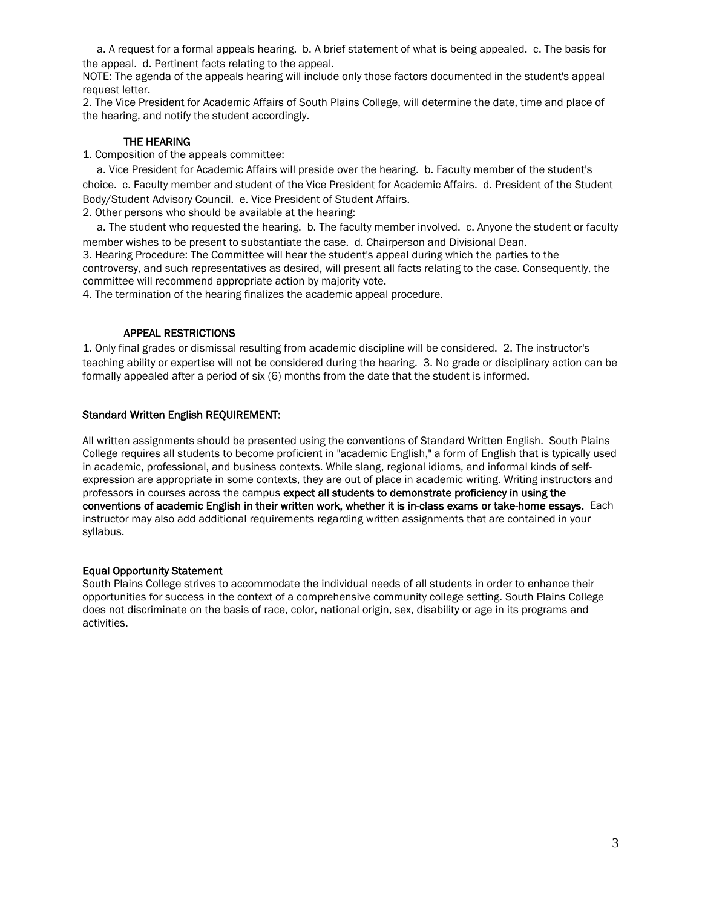a. A request for a formal appeals hearing. b. A brief statement of what is being appealed. c. The basis for the appeal. d. Pertinent facts relating to the appeal.

NOTE: The agenda of the appeals hearing will include only those factors documented in the student's appeal request letter.

2. The Vice President for Academic Affairs of South Plains College, will determine the date, time and place of the hearing, and notify the student accordingly.

### THE HEARING

1. Composition of the appeals committee:

   a. Vice President for Academic Affairs will preside over the hearing. b. Faculty member of the student's choice. c. Faculty member and student of the Vice President for Academic Affairs. d. President of the Student Body/Student Advisory Council. e. Vice President of Student Affairs.

2. Other persons who should be available at the hearing:

   a. The student who requested the hearing. b. The faculty member involved. c. Anyone the student or faculty member wishes to be present to substantiate the case. d. Chairperson and Divisional Dean.

3. Hearing Procedure: The Committee will hear the student's appeal during which the parties to the controversy, and such representatives as desired, will present all facts relating to the case. Consequently, the committee will recommend appropriate action by majority vote.

4. The termination of the hearing finalizes the academic appeal procedure.

### APPEAL RESTRICTIONS

1. Only final grades or dismissal resulting from academic discipline will be considered. 2. The instructor's teaching ability or expertise will not be considered during the hearing. 3. No grade or disciplinary action can be formally appealed after a period of six (6) months from the date that the student is informed.

### Standard Written English REQUIREMENT:

All written assignments should be presented using the conventions of Standard Written English. South Plains College requires all students to become proficient in "academic English," a form of English that is typically used in academic, professional, and business contexts. While slang, regional idioms, and informal kinds of self-expression are appropriate in some contexts, they are out of place in academic writing. Writing instructors and professors in courses across the campus **expect all students to demonstrate proficiency in using the conventions of academic English in their written work, whether it is in-class exams or take-home essays.** Each instructor may also add additional requirements regarding written assignments that are contained in your syllabus.

### Equal Opportunity Statement

South Plains College strives to accommodate the individual needs of all students in order to enhance their opportunities for success in the context of a comprehensive community college setting. South Plains College does not discriminate on the basis of race, color, national origin, sex, disability or age in its programs and activities.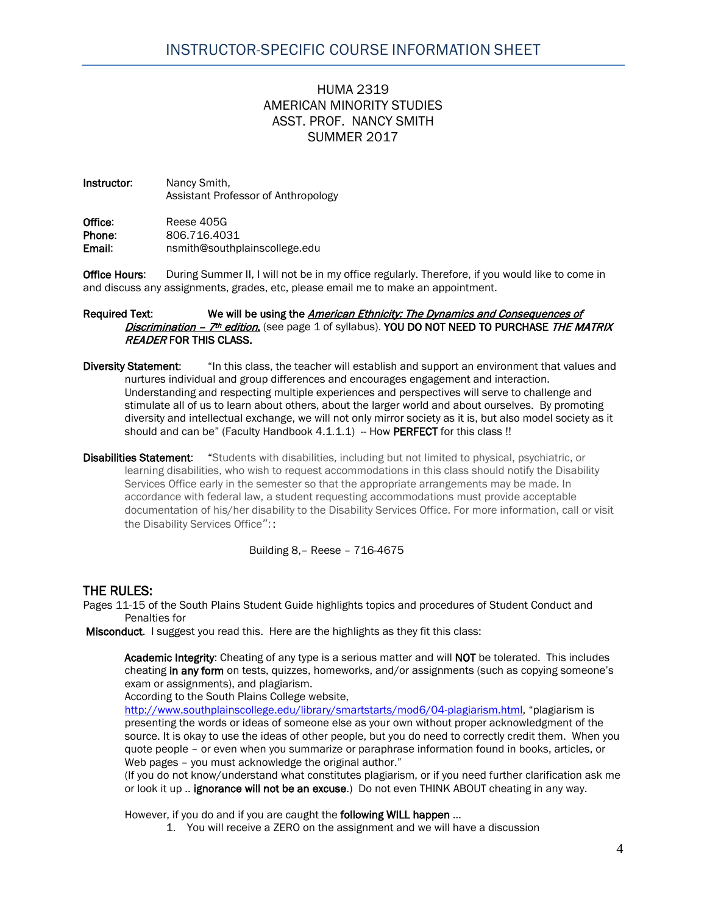## INSTRUCTOR-SPECIFIC COURSE INFORMATION SHEET

### HUMA 2319
### AMERICAN MINORITY STUDIES
### ASST. PROF. NANCY SMITH
### SUMMER 2017

**Instructor**: Nancy Smith,
Assistant Professor of Anthropology

**Office**: Reese 405G
**Phone**: 806.716.4031
**Email**: nsmith@southplainscollege.edu

**Office Hours**: During Summer II, I will not be in my office regularly. Therefore, if you would like to come in and discuss any assignments, grades, etc, please email me to make an appointment.

**Required Text**: **We will be using the *American Ethnicity: The Dynamics and Consequences of Discrimination – 7th edition.*** (see page 1 of syllabus). **YOU DO NOT NEED TO PURCHASE *THE MATRIX READER* FOR THIS CLASS.**

**Diversity Statement**: "In this class, the teacher will establish and support an environment that values and nurtures individual and group differences and encourages engagement and interaction. Understanding and respecting multiple experiences and perspectives will serve to challenge and stimulate all of us to learn about others, about the larger world and about ourselves. By promoting diversity and intellectual exchange, we will not only mirror society as it is, but also model society as it should and can be" (Faculty Handbook 4.1.1.1) -- How **PERFECT** for this class !!

**Disabilities Statement**: "Students with disabilities, including but not limited to physical, psychiatric, or learning disabilities, who wish to request accommodations in this class should notify the Disability Services Office early in the semester so that the appropriate arrangements may be made. In accordance with federal law, a student requesting accommodations must provide acceptable documentation of his/her disability to the Disability Services Office. For more information, call or visit the Disability Services Office": :

Building 8,– Reese – 716-4675

## THE RULES:

Pages 11-15 of the South Plains Student Guide highlights topics and procedures of Student Conduct and Penalties for **Misconduct**. I suggest you read this. Here are the highlights as they fit this class:

**Academic Integrity**: Cheating of any type is a serious matter and will **NOT** be tolerated. This includes cheating **in any form** on tests, quizzes, homeworks, and/or assignments (such as copying someone's exam or assignments), and plagiarism.
According to the South Plains College website, http://www.southplainscollege.edu/library/smartstarts/mod6/04-plagiarism.html, "plagiarism is presenting the words or ideas of someone else as your own without proper acknowledgment of the source. It is okay to use the ideas of other people, but you do need to correctly credit them. When you quote people – or even when you summarize or paraphrase information found in books, articles, or Web pages – you must acknowledge the original author."
(If you do not know/understand what constitutes plagiarism, or if you need further clarification ask me or look it up .. **ignorance will not be an excuse**.) Do not even THINK ABOUT cheating in any way.

However, if you do and if you are caught the **following WILL happen** …

1. You will receive a ZERO on the assignment and we will have a discussion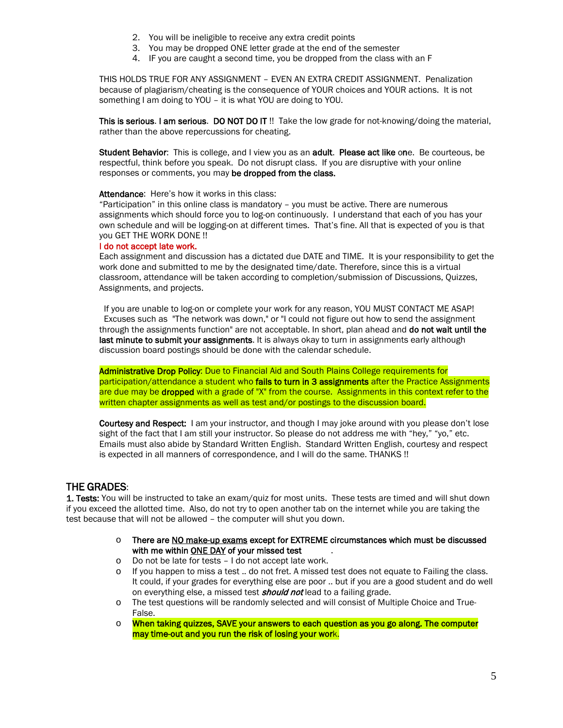2. You will be ineligible to receive any extra credit points
3. You may be dropped ONE letter grade at the end of the semester
4. IF you are caught a second time, you be dropped from the class with an F

THIS HOLDS TRUE FOR ANY ASSIGNMENT – EVEN AN EXTRA CREDIT ASSIGNMENT. Penalization because of plagiarism/cheating is the consequence of YOUR choices and YOUR actions. It is not something I am doing to YOU – it is what YOU are doing to YOU.

**This is serious. I am serious. DO NOT DO IT** !! Take the low grade for not-knowing/doing the material, rather than the above repercussions for cheating.

**Student Behavior**: This is college, and I view you as an **adult**. **Please act like o**n**e**. Be courteous, be respectful, think before you speak. Do not disrupt class. If you are disruptive with your online responses or comments, you may **be dropped from the class.**

**Attendance**: Here's how it works in this class:
"Participation" in this online class is mandatory – you must be active. There are numerous assignments which should force you to log-on continuously. I understand that each of you has your own schedule and will be logging-on at different times. That's fine. All that is expected of you is that you GET THE WORK DONE !!

I do not accept late work.

Each assignment and discussion has a dictated due DATE and TIME. It is your responsibility to get the work done and submitted to me by the designated time/date. Therefore, since this is a virtual classroom, attendance will be taken according to completion/submission of Discussions, Quizzes, Assignments, and projects.

If you are unable to log-on or complete your work for any reason, YOU MUST CONTACT ME ASAP! Excuses such as "The network was down," or "I could not figure out how to send the assignment through the assignments function" are not acceptable. In short, plan ahead and **do not wait until the last minute to submit your assignments**. It is always okay to turn in assignments early although discussion board postings should be done with the calendar schedule.

**Administrative Drop Policy**: Due to Financial Aid and South Plains College requirements for participation/attendance a student who **fails to turn in 3 assignments** after the Practice Assignments are due may be **dropped** with a grade of "X" from the course. Assignments in this context refer to the written chapter assignments as well as test and/or postings to the discussion board.

**Courtesy and Respect:** I am your instructor, and though I may joke around with you please don't lose sight of the fact that I am still your instructor. So please do not address me with "hey," "yo," etc. Emails must also abide by Standard Written English. Standard Written English, courtesy and respect is expected in all manners of correspondence, and I will do the same. THANKS !!

## THE GRADES:

**1. Tests:** You will be instructed to take an exam/quiz for most units. These tests are timed and will shut down if you exceed the allotted time. Also, do not try to open another tab on the internet while you are taking the test because that will not be allowed – the computer will shut you down.

- **There are NO make-up exams except for EXTREME circumstances which must be discussed with me within ONE DAY of your missed test**.
- Do not be late for tests – I do not accept late work.
- If you happen to miss a test .. do not fret. A missed test does not equate to Failing the class. It could, if your grades for everything else are poor .. but if you are a good student and do well on everything else, a missed test ***should not*** lead to a failing grade.
- The test questions will be randomly selected and will consist of Multiple Choice and True-False.
- **When taking quizzes, SAVE your answers to each question as you go along. The computer may time-out and you run the risk of losing your work.**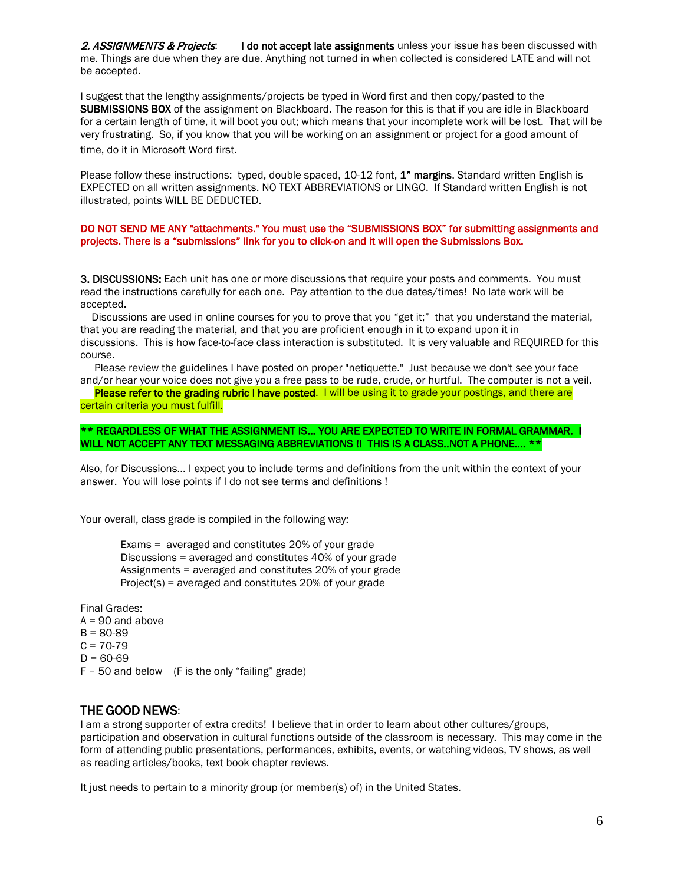***2. ASSIGNMENTS & Projects*:** **I do not accept late assignments** unless your issue has been discussed with me. Things are due when they are due. Anything not turned in when collected is considered LATE and will not be accepted.

I suggest that the lengthy assignments/projects be typed in Word first and then copy/pasted to the **SUBMISSIONS BOX** of the assignment on Blackboard. The reason for this is that if you are idle in Blackboard for a certain length of time, it will boot you out; which means that your incomplete work will be lost. That will be very frustrating. So, if you know that you will be working on an assignment or project for a good amount of time, do it in Microsoft Word first.

Please follow these instructions: typed, double spaced, 10-12 font, **1" margins**. Standard written English is EXPECTED on all written assignments. NO TEXT ABBREVIATIONS or LINGO. If Standard written English is not illustrated, points WILL BE DEDUCTED.

**DO NOT SEND ME ANY "attachments." You must use the "SUBMISSIONS BOX" for submitting assignments and projects. There is a "submissions" link for you to click-on and it will open the Submissions Box.**

**3. DISCUSSIONS:** Each unit has one or more discussions that require your posts and comments. You must read the instructions carefully for each one. Pay attention to the due dates/times! No late work will be accepted.

Discussions are used in online courses for you to prove that you "get it;" that you understand the material, that you are reading the material, and that you are proficient enough in it to expand upon it in discussions. This is how face-to-face class interaction is substituted. It is very valuable and REQUIRED for this course.

Please review the guidelines I have posted on proper "netiquette." Just because we don't see your face and/or hear your voice does not give you a free pass to be rude, crude, or hurtful. The computer is not a veil.

**Please refer to the grading rubric I have posted**. I will be using it to grade your postings, and there are certain criteria you must fulfill.

**\*\* REGARDLESS OF WHAT THE ASSIGNMENT IS… YOU ARE EXPECTED TO WRITE IN FORMAL GRAMMAR. I WILL NOT ACCEPT ANY TEXT MESSAGING ABBREVIATIONS !! THIS IS A CLASS..NOT A PHONE…. \*\***

Also, for Discussions… I expect you to include terms and definitions from the unit within the context of your answer. You will lose points if I do not see terms and definitions !

Your overall, class grade is compiled in the following way:

Exams = averaged and constitutes 20% of your grade
Discussions = averaged and constitutes 40% of your grade
Assignments = averaged and constitutes 20% of your grade
Project(s) = averaged and constitutes 20% of your grade

Final Grades:
A = 90 and above
B = 80-89
C = 70-79
D = 60-69
F – 50 and below (F is the only "failing" grade)

## THE GOOD NEWS:

I am a strong supporter of extra credits! I believe that in order to learn about other cultures/groups, participation and observation in cultural functions outside of the classroom is necessary. This may come in the form of attending public presentations, performances, exhibits, events, or watching videos, TV shows, as well as reading articles/books, text book chapter reviews.

It just needs to pertain to a minority group (or member(s) of) in the United States.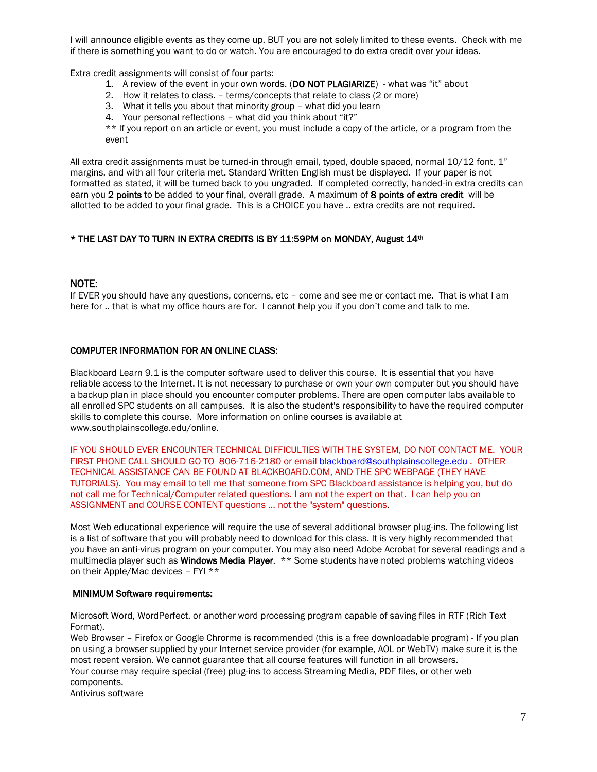I will announce eligible events as they come up, BUT you are not solely limited to these events. Check with me if there is something you want to do or watch. You are encouraged to do extra credit over your ideas.

Extra credit assignments will consist of four parts:

1. A review of the event in your own words. (**DO NOT PLAGIARIZE**) - what was "it" about
2. How it relates to class. – terms/concepts that relate to class (2 or more)
3. What it tells you about that minority group – what did you learn
4. Your personal reflections – what did you think about "it?"

** If you report on an article or event, you must include a copy of the article, or a program from the event

All extra credit assignments must be turned-in through email, typed, double spaced, normal 10/12 font, 1" margins, and with all four criteria met. Standard Written English must be displayed. If your paper is not formatted as stated, it will be turned back to you ungraded. If completed correctly, handed-in extra credits can earn you **2 points** to be added to your final, overall grade. A maximum of **8 points of extra credit** will be allotted to be added to your final grade. This is a CHOICE you have .. extra credits are not required.

**\* THE LAST DAY TO TURN IN EXTRA CREDITS IS BY 11:59PM on MONDAY, August 14th**

**NOTE:**

If EVER you should have any questions, concerns, etc – come and see me or contact me. That is what I am here for .. that is what my office hours are for. I cannot help you if you don't come and talk to me.

**COMPUTER INFORMATION FOR AN ONLINE CLASS:**

Blackboard Learn 9.1 is the computer software used to deliver this course. It is essential that you have reliable access to the Internet. It is not necessary to purchase or own your own computer but you should have a backup plan in place should you encounter computer problems. There are open computer labs available to all enrolled SPC students on all campuses. It is also the student's responsibility to have the required computer skills to complete this course. More information on online courses is available at www.southplainscollege.edu/online.

IF YOU SHOULD EVER ENCOUNTER TECHNICAL DIFFICULTIES WITH THE SYSTEM, DO NOT CONTACT ME. YOUR FIRST PHONE CALL SHOULD GO TO 806-716-2180 or email blackboard@southplainscollege.edu . OTHER TECHNICAL ASSISTANCE CAN BE FOUND AT BLACKBOARD.COM, AND THE SPC WEBPAGE (THEY HAVE TUTORIALS). You may email to tell me that someone from SPC Blackboard assistance is helping you, but do not call me for Technical/Computer related questions. I am not the expert on that. I can help you on ASSIGNMENT and COURSE CONTENT questions … not the "system" questions.

Most Web educational experience will require the use of several additional browser plug-ins. The following list is a list of software that you will probably need to download for this class. It is very highly recommended that you have an anti-virus program on your computer. You may also need Adobe Acrobat for several readings and a multimedia player such as **Windows Media Player**. ** Some students have noted problems watching videos on their Apple/Mac devices – FYI **

**MINIMUM Software requirements:**

Microsoft Word, WordPerfect, or another word processing program capable of saving files in RTF (Rich Text Format).
Web Browser – Firefox or Google Chrorme is recommended (this is a free downloadable program) - If you plan on using a browser supplied by your Internet service provider (for example, AOL or WebTV) make sure it is the most recent version. We cannot guarantee that all course features will function in all browsers.
Your course may require special (free) plug-ins to access Streaming Media, PDF files, or other web components.
Antivirus software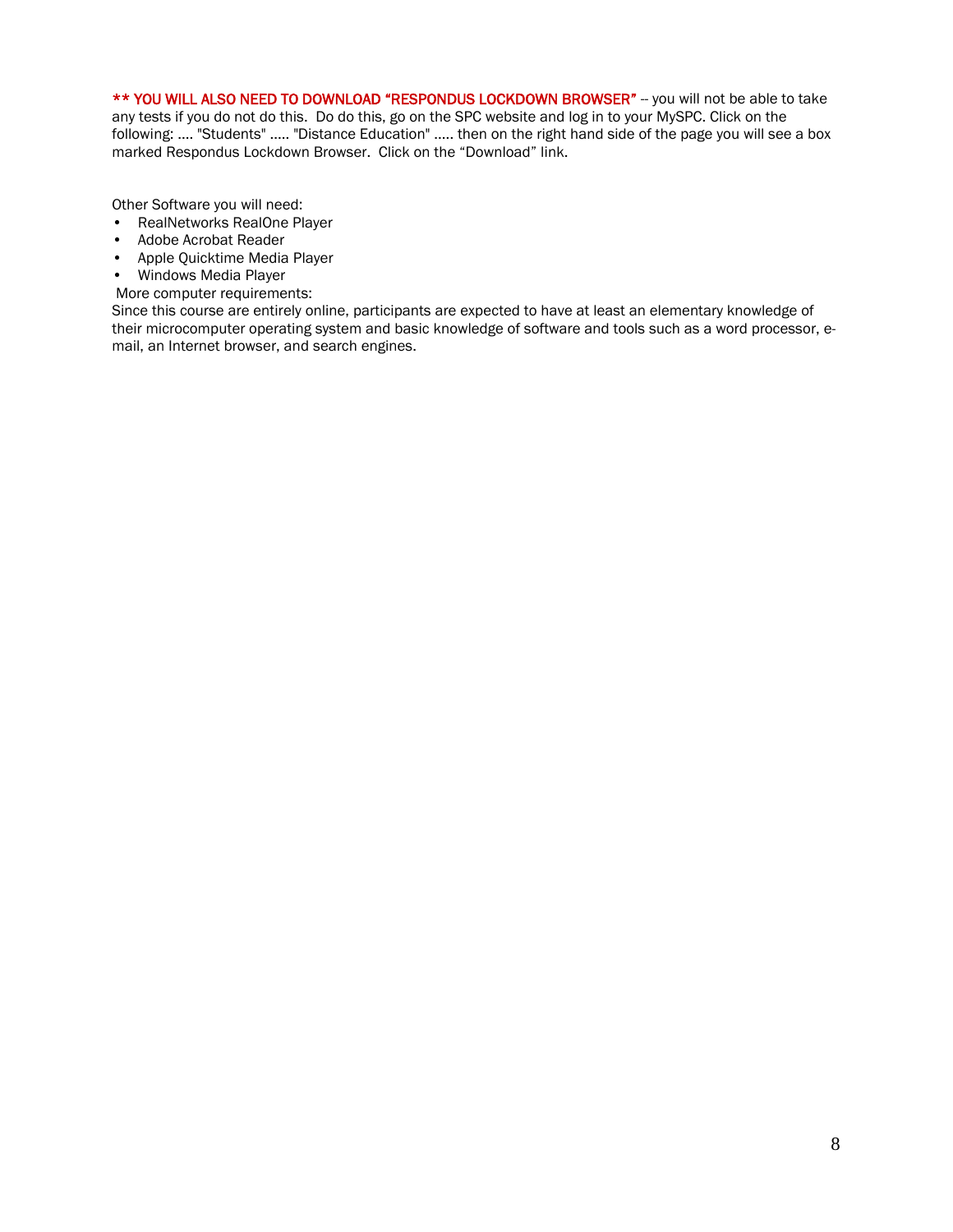**\*\* YOU WILL ALSO NEED TO DOWNLOAD "RESPONDUS LOCKDOWN BROWSER"** -- you will not be able to take any tests if you do not do this. Do do this, go on the SPC website and log in to your MySPC. Click on the following: .... "Students" ..... "Distance Education" ..... then on the right hand side of the page you will see a box marked Respondus Lockdown Browser. Click on the "Download" link.

Other Software you will need:

- RealNetworks RealOne Player
- Adobe Acrobat Reader
- Apple Quicktime Media Player
- Windows Media Player

More computer requirements:

Since this course are entirely online, participants are expected to have at least an elementary knowledge of their microcomputer operating system and basic knowledge of software and tools such as a word processor, e-mail, an Internet browser, and search engines.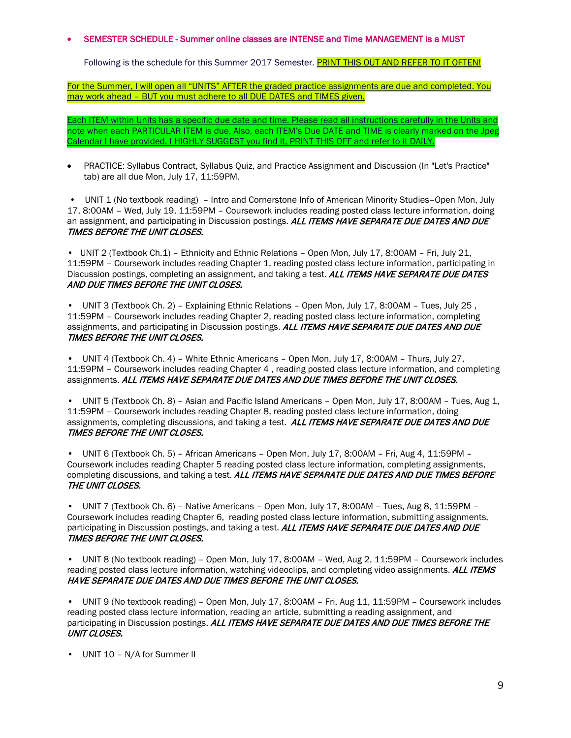- **SEMESTER SCHEDULE - Summer online classes are INTENSE and Time MANAGEMENT is a MUST**

Following is the schedule for this Summer 2017 Semester. PRINT THIS OUT AND REFER TO IT OFTEN!

For the Summer, I will open all "UNITS" AFTER the graded practice assignments are due and completed. You may work ahead – BUT you must adhere to all DUE DATES and TIMES given.

Each ITEM within Units has a specific due date and time. Please read all instructions carefully in the Units and note when each PARTICULAR ITEM is due. Also, each ITEM's Due DATE and TIME is clearly marked on the Jpeg Calendar I have provided. I HIGHLY SUGGEST you find it, PRINT THIS OFF and refer to it DAILY.

- PRACTICE: Syllabus Contract, Syllabus Quiz, and Practice Assignment and Discussion (In "Let's Practice" tab) are all due Mon, July 17, 11:59PM.

- UNIT 1 (No textbook reading) – Intro and Cornerstone Info of American Minority Studies–Open Mon, July 17, 8:00AM – Wed, July 19, 11:59PM – Coursework includes reading posted class lecture information, doing an assignment, and participating in Discussion postings. ***ALL ITEMS HAVE SEPARATE DUE DATES AND DUE TIMES BEFORE THE UNIT CLOSES.***

- UNIT 2 (Textbook Ch.1) – Ethnicity and Ethnic Relations – Open Mon, July 17, 8:00AM – Fri, July 21, 11:59PM – Coursework includes reading Chapter 1, reading posted class lecture information, participating in Discussion postings, completing an assignment, and taking a test. ***ALL ITEMS HAVE SEPARATE DUE DATES AND DUE TIMES BEFORE THE UNIT CLOSES.***

- UNIT 3 (Textbook Ch. 2) – Explaining Ethnic Relations – Open Mon, July 17, 8:00AM – Tues, July 25 , 11:59PM – Coursework includes reading Chapter 2, reading posted class lecture information, completing assignments, and participating in Discussion postings. ***ALL ITEMS HAVE SEPARATE DUE DATES AND DUE TIMES BEFORE THE UNIT CLOSES.***

- UNIT 4 (Textbook Ch. 4) – White Ethnic Americans – Open Mon, July 17, 8:00AM – Thurs, July 27, 11:59PM – Coursework includes reading Chapter 4 , reading posted class lecture information, and completing assignments. ***ALL ITEMS HAVE SEPARATE DUE DATES AND DUE TIMES BEFORE THE UNIT CLOSES.***

- UNIT 5 (Textbook Ch. 8) – Asian and Pacific Island Americans – Open Mon, July 17, 8:00AM – Tues, Aug 1, 11:59PM – Coursework includes reading Chapter 8, reading posted class lecture information, doing assignments, completing discussions, and taking a test. ***ALL ITEMS HAVE SEPARATE DUE DATES AND DUE TIMES BEFORE THE UNIT CLOSES.***

- UNIT 6 (Textbook Ch. 5) – African Americans – Open Mon, July 17, 8:00AM – Fri, Aug 4, 11:59PM – Coursework includes reading Chapter 5 reading posted class lecture information, completing assignments, completing discussions, and taking a test. ***ALL ITEMS HAVE SEPARATE DUE DATES AND DUE TIMES BEFORE THE UNIT CLOSES.***

- UNIT 7 (Textbook Ch. 6) – Native Americans – Open Mon, July 17, 8:00AM – Tues, Aug 8, 11:59PM – Coursework includes reading Chapter 6, reading posted class lecture information, submitting assignments, participating in Discussion postings, and taking a test. ***ALL ITEMS HAVE SEPARATE DUE DATES AND DUE TIMES BEFORE THE UNIT CLOSES.***

- UNIT 8 (No textbook reading) – Open Mon, July 17, 8:00AM – Wed, Aug 2, 11:59PM – Coursework includes reading posted class lecture information, watching videoclips, and completing video assignments. ***ALL ITEMS HAVE SEPARATE DUE DATES AND DUE TIMES BEFORE THE UNIT CLOSES.***

- UNIT 9 (No textbook reading) – Open Mon, July 17, 8:00AM – Fri, Aug 11, 11:59PM – Coursework includes reading posted class lecture information, reading an article, submitting a reading assignment, and participating in Discussion postings. ***ALL ITEMS HAVE SEPARATE DUE DATES AND DUE TIMES BEFORE THE UNIT CLOSES.***

- UNIT 10 – N/A for Summer II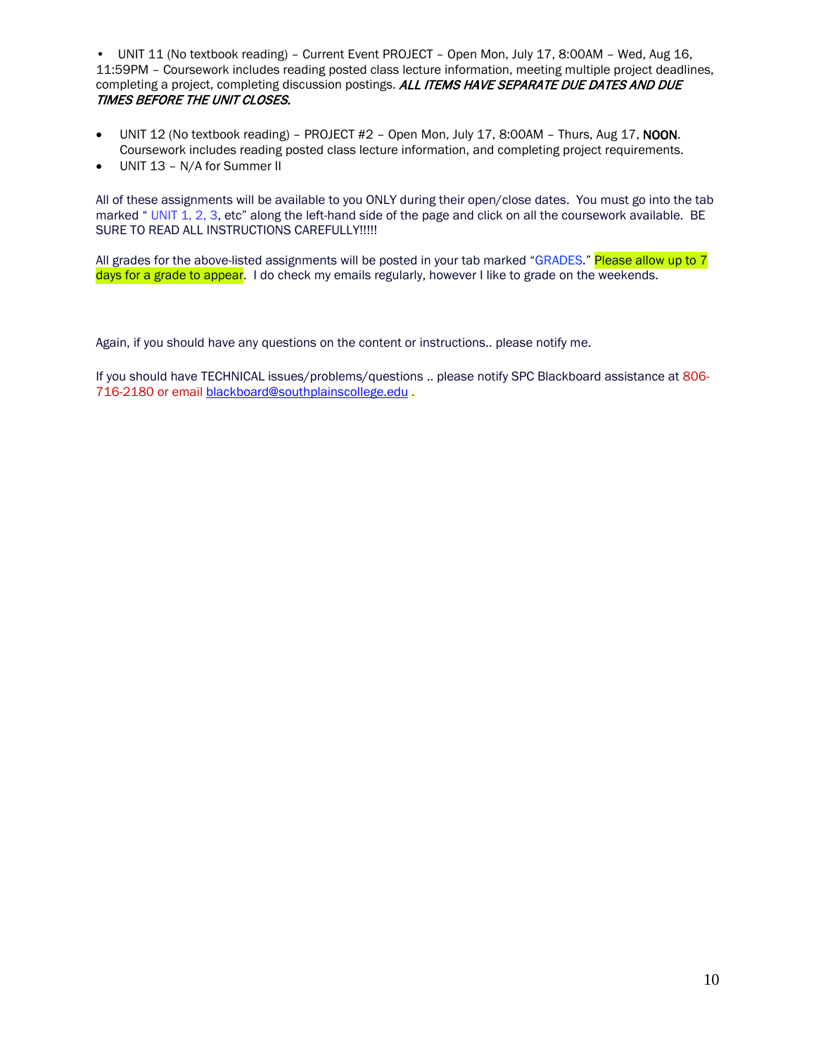- UNIT 11 (No textbook reading) – Current Event PROJECT – Open Mon, July 17, 8:00AM – Wed, Aug 16, 11:59PM – Coursework includes reading posted class lecture information, meeting multiple project deadlines, completing a project, completing discussion postings. ***ALL ITEMS HAVE SEPARATE DUE DATES AND DUE TIMES BEFORE THE UNIT CLOSES.***

- UNIT 12 (No textbook reading) – PROJECT #2 – Open Mon, July 17, 8:00AM – Thurs, Aug 17, **NOON**. Coursework includes reading posted class lecture information, and completing project requirements.
- UNIT 13 – N/A for Summer II

All of these assignments will be available to you ONLY during their open/close dates. You must go into the tab marked " UNIT 1, 2, 3, etc" along the left-hand side of the page and click on all the coursework available. BE SURE TO READ ALL INSTRUCTIONS CAREFULLY!!!!!

All grades for the above-listed assignments will be posted in your tab marked "GRADES." Please allow up to 7 days for a grade to appear. I do check my emails regularly, however I like to grade on the weekends.

Again, if you should have any questions on the content or instructions.. please notify me.

If you should have TECHNICAL issues/problems/questions .. please notify SPC Blackboard assistance at 806-716-2180 or email blackboard@southplainscollege.edu .